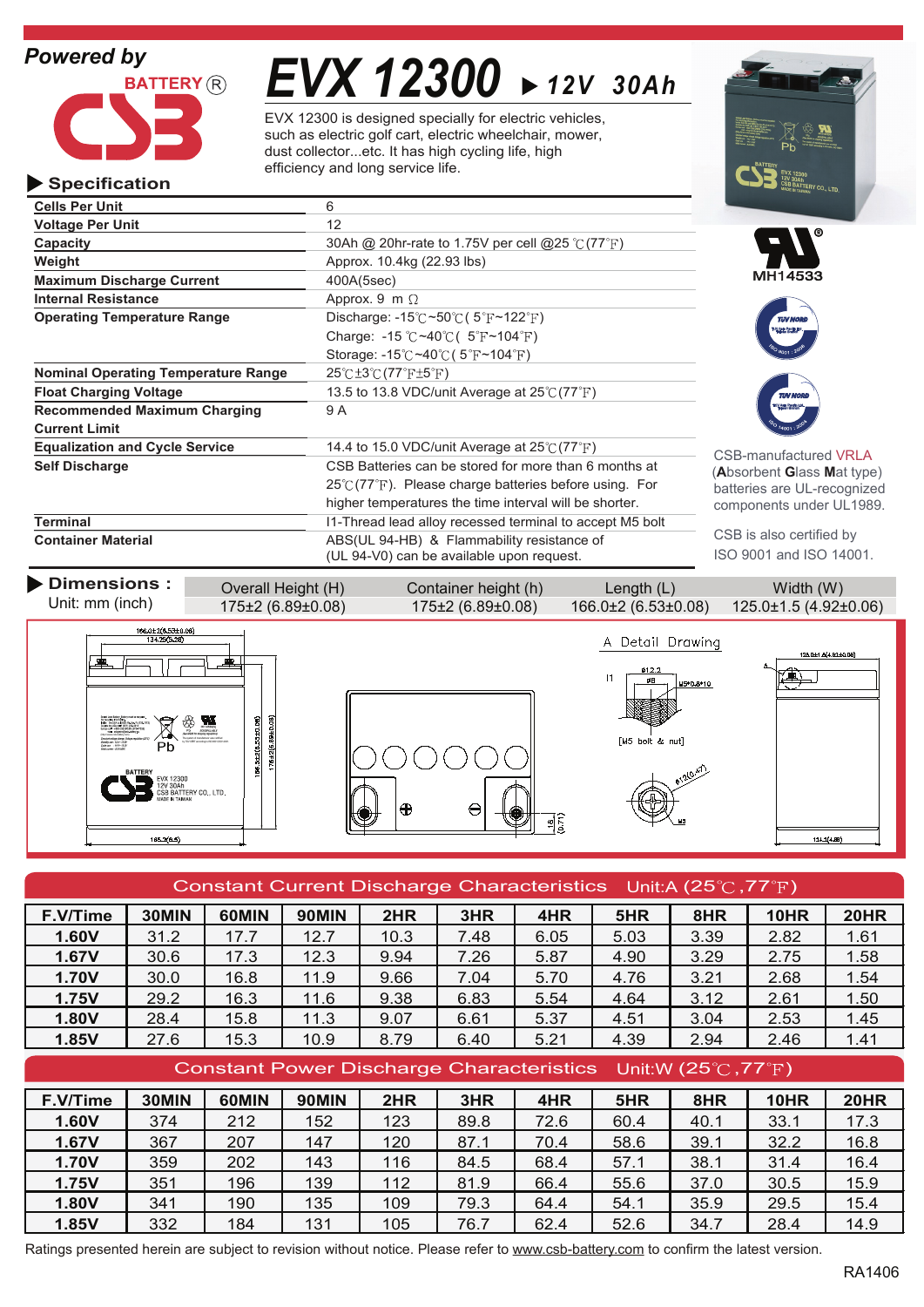Powered by

BATTERY ®

CSB

# EVX 12300 ▶ 12V 30Ah

EVX 12300 is designed specially for electric vehicles, such as electric golf cart, electric wheelchair, mower, dust collector...etc. It has high cycling life, high efficiency and long service life.

## ▶ Specification

| | |
|---|---|
| **Cells Per Unit** | 6 |
| **Voltage Per Unit** | 12 |
| **Capacity** | 30Ah @ 20hr-rate to 1.75V per cell @25℃(77℉) |
| **Weight** | Approx. 10.4kg (22.93 lbs) |
| **Maximum Discharge Current** | 400A(5sec) |
| **Internal Resistance** | Approx. 9 mΩ |
| **Operating Temperature Range** | Discharge: -15℃~50℃( 5℉~122℉)<br>Charge: -15℃~40℃( 5℉~104℉)<br>Storage: -15℃~40℃( 5℉~104℉) |
| **Nominal Operating Temperature Range** | 25℃±3℃(77℉±5℉) |
| **Float Charging Voltage** | 13.5 to 13.8 VDC/unit Average at 25℃(77℉) |
| **Recommended Maximum Charging Current Limit** | 9 A |
| **Equalization and Cycle Service** | 14.4 to 15.0 VDC/unit Average at 25℃(77℉) |
| **Self Discharge** | CSB Batteries can be stored for more than 6 months at 25℃(77℉). Please charge batteries before using. For higher temperatures the time interval will be shorter. |
| **Terminal** | I1-Thread lead alloy recessed terminal to accept M5 bolt |
| **Container Material** | ABS(UL 94-HB) & Flammability resistance of (UL 94-V0) can be available upon request. |

MH14533

CSB-manufactured VRLA (**A**bsorbent **G**lass **M**at type) batteries are UL-recognized components under UL1989.

CSB is also certified by ISO 9001 and ISO 14001.

## ▶ Dimensions :

Unit: mm (inch)

| Overall Height (H) | Container height (h) | Length (L) | Width (W) |
|---|---|---|---|
| 175±2 (6.89±0.08) | 175±2 (6.89±0.08) | 166.0±2 (6.53±0.08) | 125.0±1.5 (4.92±0.06) |

A Detail Drawing

[M5 bolt & nut]

## Constant Current Discharge Characteristics Unit:A (25℃,77℉)

| F.V/Time | 30MIN | 60MIN | 90MIN | 2HR | 3HR | 4HR | 5HR | 8HR | 10HR | 20HR |
|---|---|---|---|---|---|---|---|---|---|---|
| **1.60V** | 31.2 | 17.7 | 12.7 | 10.3 | 7.48 | 6.05 | 5.03 | 3.39 | 2.82 | 1.61 |
| **1.67V** | 30.6 | 17.3 | 12.3 | 9.94 | 7.26 | 5.87 | 4.90 | 3.29 | 2.75 | 1.58 |
| **1.70V** | 30.0 | 16.8 | 11.9 | 9.66 | 7.04 | 5.70 | 4.76 | 3.21 | 2.68 | 1.54 |
| **1.75V** | 29.2 | 16.3 | 11.6 | 9.38 | 6.83 | 5.54 | 4.64 | 3.12 | 2.61 | 1.50 |
| **1.80V** | 28.4 | 15.8 | 11.3 | 9.07 | 6.61 | 5.37 | 4.51 | 3.04 | 2.53 | 1.45 |
| **1.85V** | 27.6 | 15.3 | 10.9 | 8.79 | 6.40 | 5.21 | 4.39 | 2.94 | 2.46 | 1.41 |

## Constant Power Discharge Characteristics Unit:W (25℃,77℉)

| F.V/Time | 30MIN | 60MIN | 90MIN | 2HR | 3HR | 4HR | 5HR | 8HR | 10HR | 20HR |
|---|---|---|---|---|---|---|---|---|---|---|
| **1.60V** | 374 | 212 | 152 | 123 | 89.8 | 72.6 | 60.4 | 40.1 | 33.1 | 17.3 |
| **1.67V** | 367 | 207 | 147 | 120 | 87.1 | 70.4 | 58.6 | 39.1 | 32.2 | 16.8 |
| **1.70V** | 359 | 202 | 143 | 116 | 84.5 | 68.4 | 57.1 | 38.1 | 31.4 | 16.4 |
| **1.75V** | 351 | 196 | 139 | 112 | 81.9 | 66.4 | 55.6 | 37.0 | 30.5 | 15.9 |
| **1.80V** | 341 | 190 | 135 | 109 | 79.3 | 64.4 | 54.1 | 35.9 | 29.5 | 15.4 |
| **1.85V** | 332 | 184 | 131 | 105 | 76.7 | 62.4 | 52.6 | 34.7 | 28.4 | 14.9 |

Ratings presented herein are subject to revision without notice. Please refer to www.csb-battery.com to confirm the latest version.

RA1406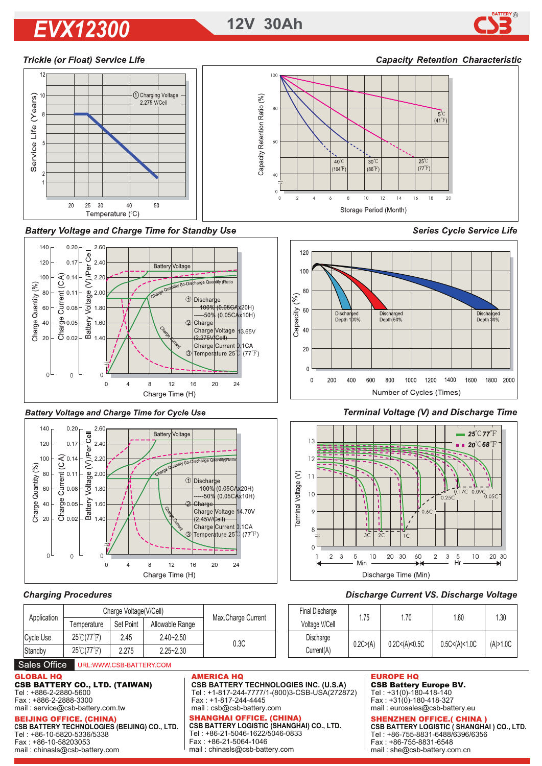# EVX12300

12V 30Ah

## Trickle (or Float) Service Life

Service Life (Years)

12
10
8
5
2
1

① Charging Voltage
2.275 V/Cell

20 25 30 40 50
Temperature (°C)

## Capacity Retention Characteristic

Capacity Retention Ratio (%)

100
80
60
40
0

5℃ (41℉)
40℃ (104℉)
30℃ (86℉)
25℃ (77℉)

0 2 4 6 8 10 12 14 16 18 20
Storage Period (Month)

## Battery Voltage and Charge Time for Standby Use

Charge Quantity (%): 140 120 100 80 60 40 20 0
Charge Current (CA): 0.20 0.17 0.14 0.11 0.08 0.05 0.02 0
Battery Voltage (V)/Per Cell: 2.60 2.40 2.20 2.00 1.80 1.60 1.40 0

Battery Voltage
Charge Quantity (to-Discharge Quantity)Ratio
Charge Current

① Discharge
100% (0.05CAx20H)
-----50% (0.05CAx10H)
② Charge
Charge Voltage 13.65V
(2.275V/Cell)
Charge Current 0.1CA
③ Temperature 25℃ (77℉)

0 4 8 12 16 20 24
Charge Time (H)

## Series Cycle Service Life

Capacity (%)

120
100
80
60
40
20
0

Discharged Depth 100%
Discharged Depth 50%
Discharged Depth 30%

0 200 400 600 800 1000 1200 1400 1600 1800 2000
Number of Cycles (Times)

## Battery Voltage and Charge Time for Cycle Use

Charge Quantity (%): 140 120 100 80 60 40 20 0
Charge Current (CA): 0.20 0.17 0.14 0.11 0.08 0.05 0.02 0
Battery Voltage (V)/Per Cell: 2.60 2.40 2.20 2.00 1.80 1.60 1.40 0

Battery Voltage
Charge Quantity (to-Discharge Quantity)Ratio
Charge Current

① Discharge
100% (0.05CAx20H)
-----50% (0.05CAx10H)
② Charge
Charge Voltage 14.70V
(2.45V/Cell)
Charge Current 0.1CA
③ Temperature 25℃ (77℉)

0 4 8 12 16 20 24
Charge Time (H)

## Terminal Voltage (V) and Discharge Time

Terminal Voltage (V)

13
12
11
10
9
8
0

25℃77℉
20℃68℉

3C 2C 1C 0.6C 0.25C 0.17C 0.09C 0.05C

1 2 3 5 10 20 30 60 2 3 5 10 20 30
Min Hr
Discharge Time (Min)

## Charging Procedures

| Application | Charge Voltage(V/Cell) | | | Max.Charge Current |
|---|---|---|---|---|
| | Temperature | Set Point | Allowable Range | |
| Cycle Use | 25℃(77℉) | 2.45 | 2.40~2.50 | 0.3C |
| Standby | 25℃(77℉) | 2.275 | 2.25~2.30 | |

## Discharge Current VS. Discharge Voltage

| Final Discharge Voltage V/Cell | 1.75 | 1.70 | 1.60 | 1.30 |
|---|---|---|---|---|
| Discharge Current(A) | 0.2C>(A) | 0.2C<(A)<0.5C | 0.5C<(A)<1.0C | (A)>1.0C |

Sales Office URL:WWW.CSB-BATTERY.COM

**GLOBAL HQ**
**CSB BATTERY CO., LTD. (TAIWAN)**
Tel : +886-2-2880-5600
Fax : +886-2-2888-3300
mail : service@csb-battery.com.tw

**AMERICA HQ**
**CSB BATTERY TECHNOLOGIES INC. (U.S.A)**
Tel : +1-817-244-7777/1-(800)3-CSB-USA(272872)
Fax : +1-817-244-4445
mail : csb@csb-battery.com

**EUROPE HQ**
**CSB Battery Europe BV.**
Tel : +31(0)-180-418-140
Fax : +31(0)-180-418-327
mail : eurosales@csb-battery.eu

**BEIJING OFFICE. (CHINA)**
**CSB BATTERY TECHNOLOGIES (BEIJING) CO., LTD.**
Tel : +86-10-5820-5336/5338
Fax : +86-10-58203053
mail : chinasls@csb-battery.com

**SHANGHAI OFFICE. (CHINA)**
**CSB BATTERY LOGISTIC (SHANGHAI) CO., LTD.**
Tel : +86-21-5046-1622/5046-0833
Fax : +86-21-5064-1046
mail : chinasls@csb-battery.com

**SHENZHEN OFFICE.( CHINA )**
**CSB BATTERY LOGISTIC ( SHANGHAI ) CO., LTD.**
Tel : +86-755-8831-6488/6396/6356
Fax : +86-755-8831-6548
mail : she@csb-battery.com.cn